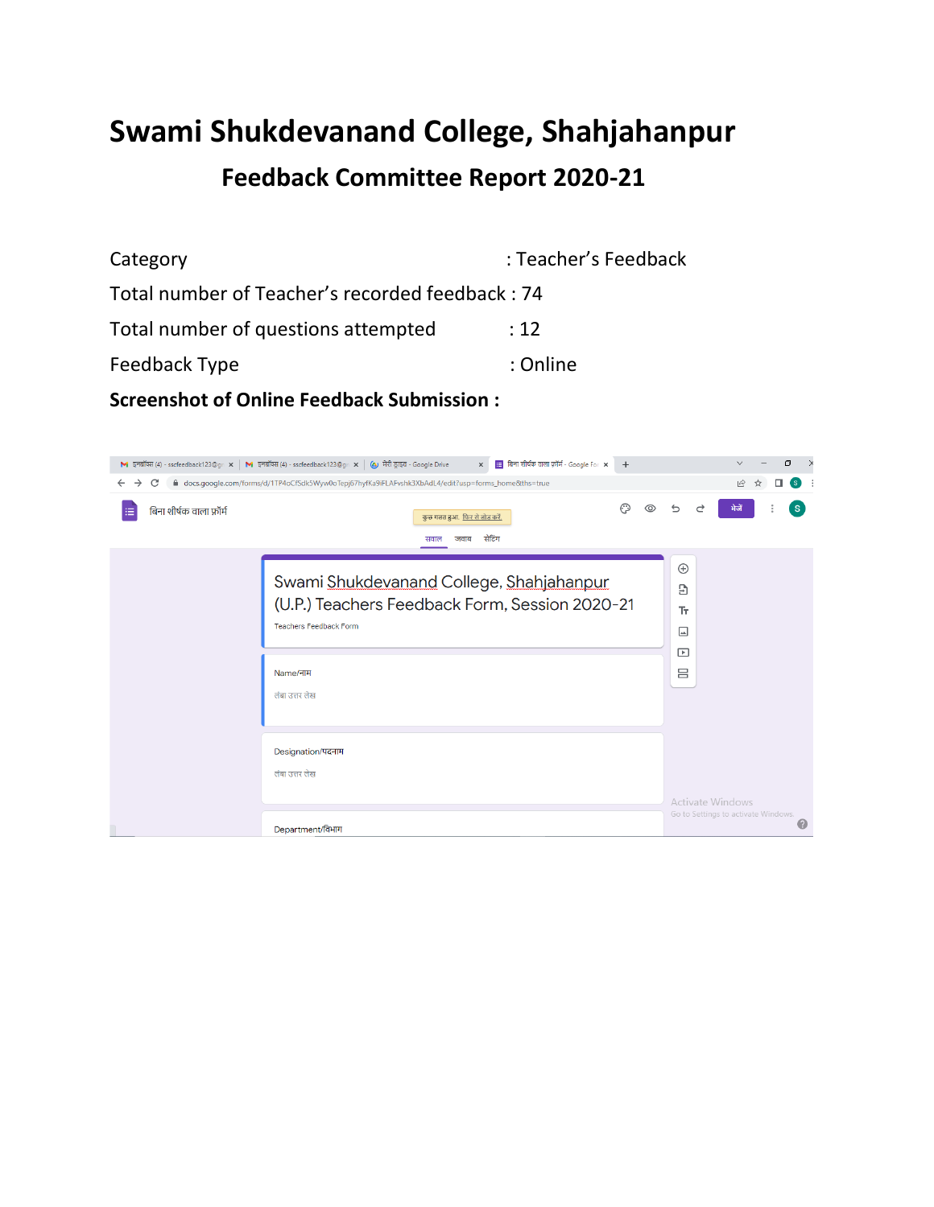# Swami Shukdevanand College, Shahjahanpur

## Feedback Committee Report 2020-21

Category : Teacher's Feedback

Total number of Teacher's recorded feedback : 74

Total number of questions attempted : 12

Feedback Type : Online

**Screenshot of Online Feedback Submission :**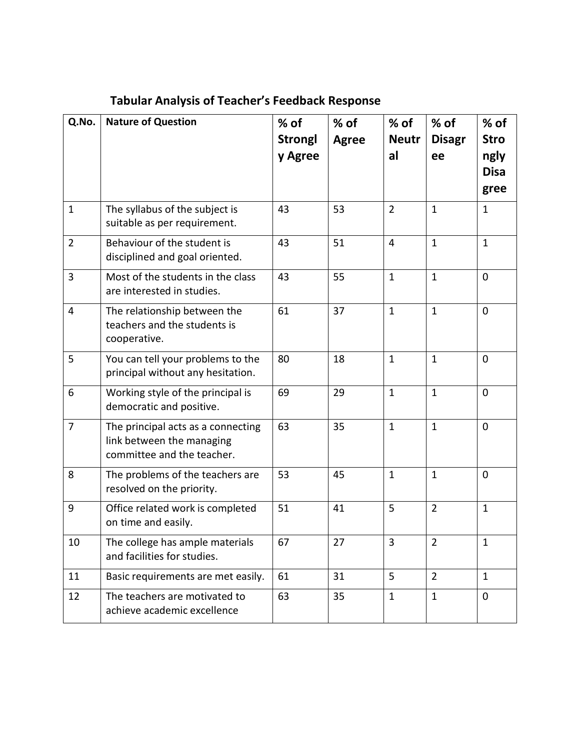## Tabular Analysis of Teacher's Feedback Response

| Q.No. | Nature of Question | % of Strongly Agree | % of Agree | % of Neutral | % of Disagree | % of Strongly Disagree |
|---|---|---|---|---|---|---|
| 1 | The syllabus of the subject is suitable as per requirement. | 43 | 53 | 2 | 1 | 1 |
| 2 | Behaviour of the student is disciplined and goal oriented. | 43 | 51 | 4 | 1 | 1 |
| 3 | Most of the students in the class are interested in studies. | 43 | 55 | 1 | 1 | 0 |
| 4 | The relationship between the teachers and the students is cooperative. | 61 | 37 | 1 | 1 | 0 |
| 5 | You can tell your problems to the principal without any hesitation. | 80 | 18 | 1 | 1 | 0 |
| 6 | Working style of the principal is democratic and positive. | 69 | 29 | 1 | 1 | 0 |
| 7 | The principal acts as a connecting link between the managing committee and the teacher. | 63 | 35 | 1 | 1 | 0 |
| 8 | The problems of the teachers are resolved on the priority. | 53 | 45 | 1 | 1 | 0 |
| 9 | Office related work is completed on time and easily. | 51 | 41 | 5 | 2 | 1 |
| 10 | The college has ample materials and facilities for studies. | 67 | 27 | 3 | 2 | 1 |
| 11 | Basic requirements are met easily. | 61 | 31 | 5 | 2 | 1 |
| 12 | The teachers are motivated to achieve academic excellence | 63 | 35 | 1 | 1 | 0 |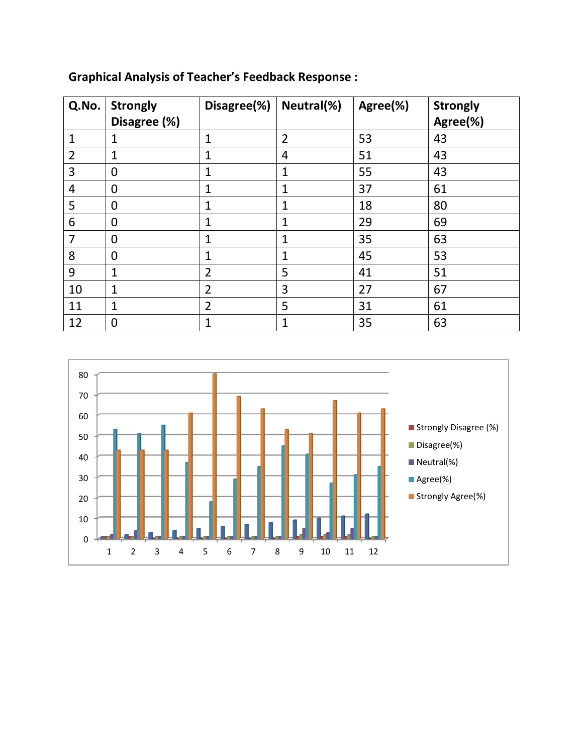**Graphical Analysis of Teacher's Feedback Response :**

| Q.No. | Strongly Disagree (%) | Disagree(%) | Neutral(%) | Agree(%) | Strongly Agree(%) |
|---|---|---|---|---|---|
| 1 | 1 | 1 | 2 | 53 | 43 |
| 2 | 1 | 1 | 4 | 51 | 43 |
| 3 | 0 | 1 | 1 | 55 | 43 |
| 4 | 0 | 1 | 1 | 37 | 61 |
| 5 | 0 | 1 | 1 | 18 | 80 |
| 6 | 0 | 1 | 1 | 29 | 69 |
| 7 | 0 | 1 | 1 | 35 | 63 |
| 8 | 0 | 1 | 1 | 45 | 53 |
| 9 | 1 | 2 | 5 | 41 | 51 |
| 10 | 1 | 2 | 3 | 27 | 67 |
| 11 | 1 | 2 | 5 | 31 | 61 |
| 12 | 0 | 1 | 1 | 35 | 63 |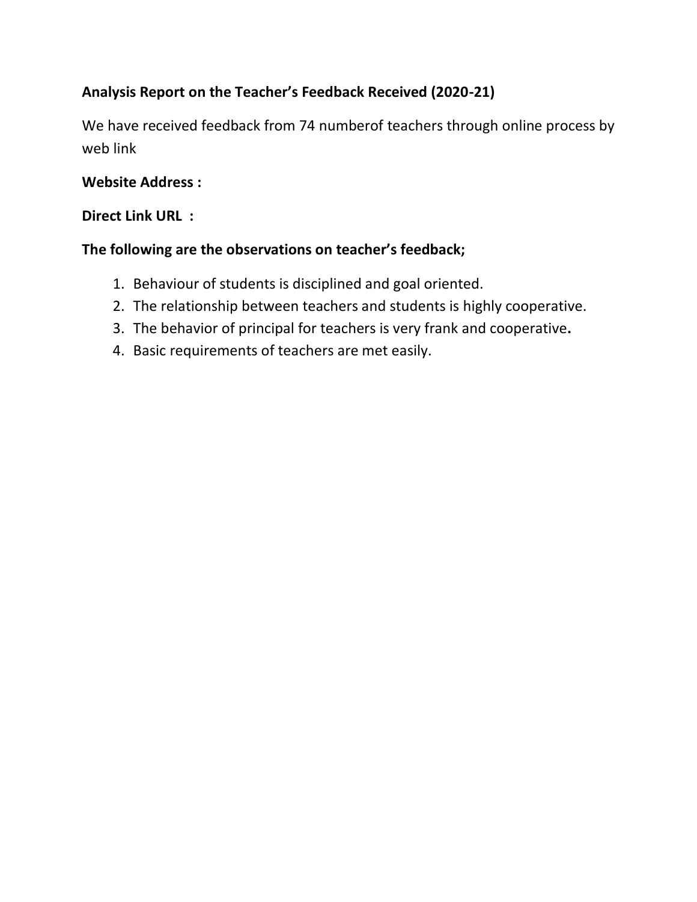**Analysis Report on the Teacher's Feedback Received (2020-21)**

We have received feedback from 74 numberof teachers through online process by web link

**Website Address :**

**Direct Link URL :**

**The following are the observations on teacher's feedback;**

1. Behaviour of students is disciplined and goal oriented.
2. The relationship between teachers and students is highly cooperative.
3. The behavior of principal for teachers is very frank and cooperative**.**
4. Basic requirements of teachers are met easily.